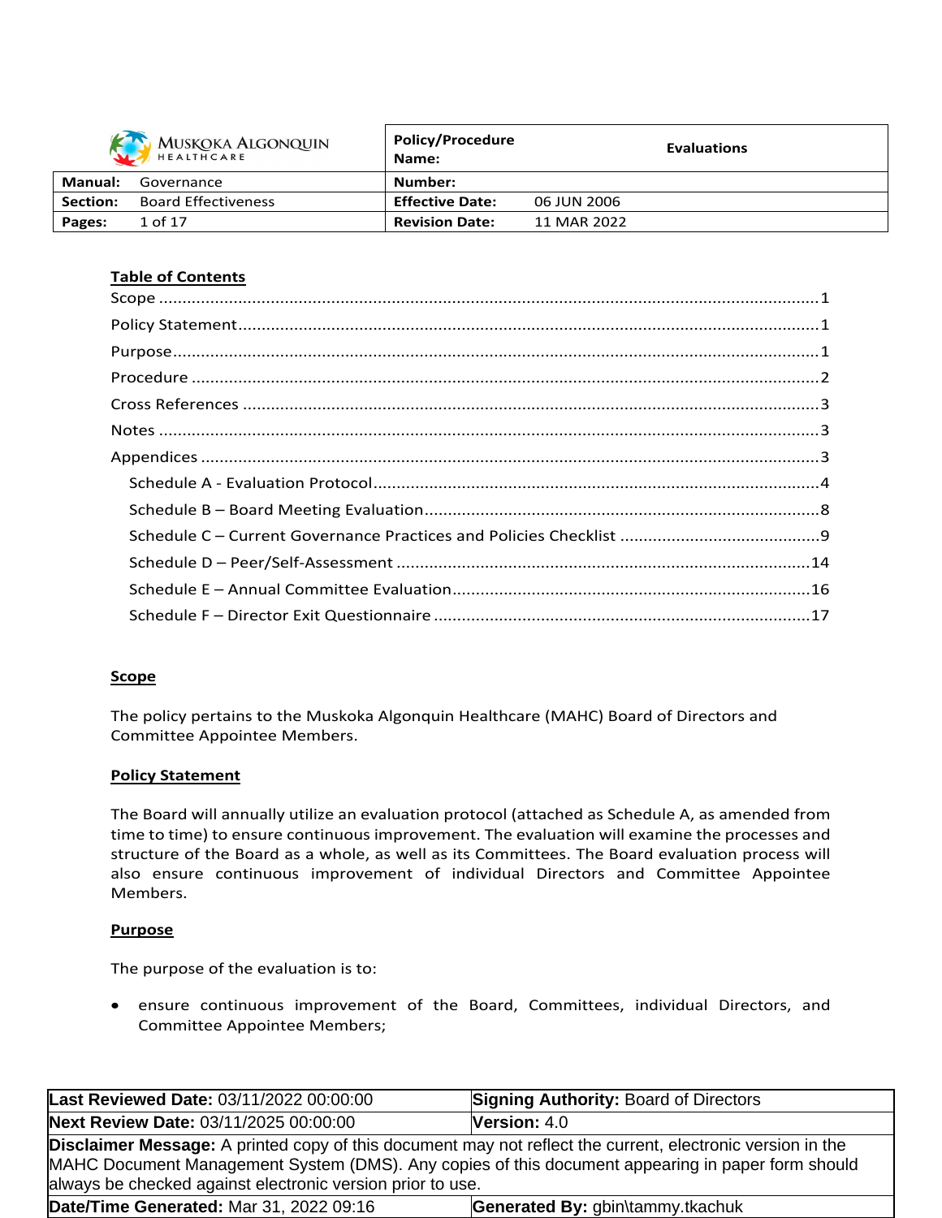| Muskoka Algonquin Healthcare | | Policy/Procedure Name: | Evaluations |
|---|---|---|---|
| **Manual:** | Governance | **Number:** | |
| **Section:** | Board Effectiveness | **Effective Date:** | 06 JUN 2006 |
| **Pages:** | 1 of 17 | **Revision Date:** | 11 MAR 2022 |

## Table of Contents

- Scope ....... 1
- Policy Statement ....... 1
- Purpose ....... 1
- Procedure ....... 2
- Cross References ....... 3
- Notes ....... 3
- Appendices ....... 3
  - Schedule A - Evaluation Protocol ....... 4
  - Schedule B – Board Meeting Evaluation ....... 8
  - Schedule C – Current Governance Practices and Policies Checklist ....... 9
  - Schedule D – Peer/Self-Assessment ....... 14
  - Schedule E – Annual Committee Evaluation ....... 16
  - Schedule F – Director Exit Questionnaire ....... 17

## Scope

The policy pertains to the Muskoka Algonquin Healthcare (MAHC) Board of Directors and Committee Appointee Members.

## Policy Statement

The Board will annually utilize an evaluation protocol (attached as Schedule A, as amended from time to time) to ensure continuous improvement. The evaluation will examine the processes and structure of the Board as a whole, as well as its Committees. The Board evaluation process will also ensure continuous improvement of individual Directors and Committee Appointee Members.

## Purpose

The purpose of the evaluation is to:

- ensure continuous improvement of the Board, Committees, individual Directors, and Committee Appointee Members;

| | |
|---|---|
| **Last Reviewed Date:** 03/11/2022 00:00:00 | **Signing Authority:** Board of Directors |
| **Next Review Date:** 03/11/2025 00:00:00 | **Version:** 4.0 |
| **Disclaimer Message:** A printed copy of this document may not reflect the current, electronic version in the MAHC Document Management System (DMS). Any copies of this document appearing in paper form should always be checked against electronic version prior to use. | |
| **Date/Time Generated:** Mar 31, 2022 09:16 | **Generated By:** gbin\tammy.tkachuk |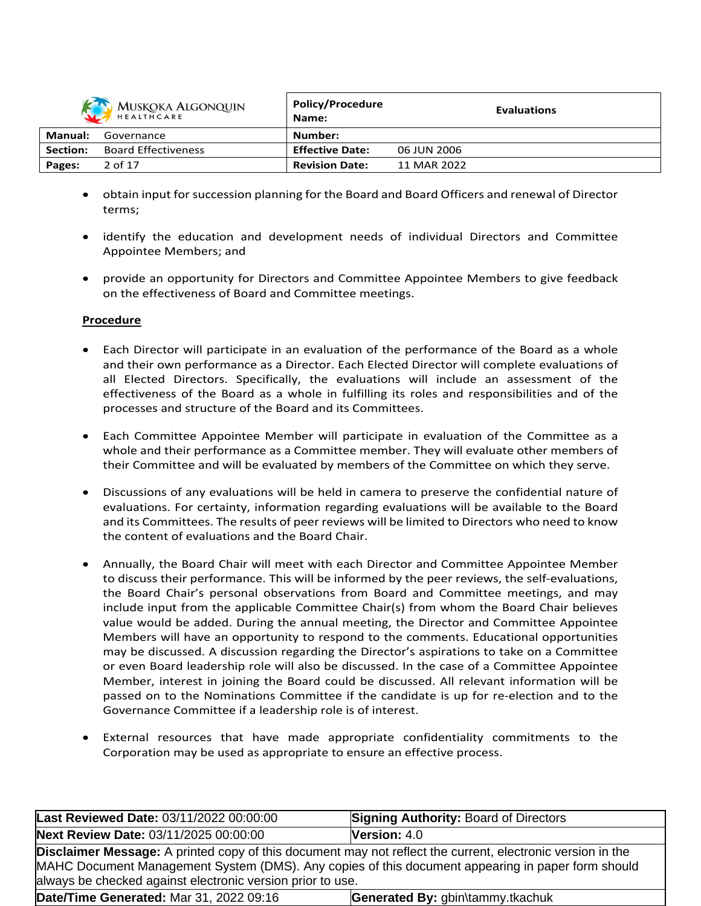- obtain input for succession planning for the Board and Board Officers and renewal of Director terms;
- identify the education and development needs of individual Directors and Committee Appointee Members; and
- provide an opportunity for Directors and Committee Appointee Members to give feedback on the effectiveness of Board and Committee meetings.

**Procedure**

- Each Director will participate in an evaluation of the performance of the Board as a whole and their own performance as a Director. Each Elected Director will complete evaluations of all Elected Directors. Specifically, the evaluations will include an assessment of the effectiveness of the Board as a whole in fulfilling its roles and responsibilities and of the processes and structure of the Board and its Committees.
- Each Committee Appointee Member will participate in evaluation of the Committee as a whole and their performance as a Committee member. They will evaluate other members of their Committee and will be evaluated by members of the Committee on which they serve.
- Discussions of any evaluations will be held in camera to preserve the confidential nature of evaluations. For certainty, information regarding evaluations will be available to the Board and its Committees. The results of peer reviews will be limited to Directors who need to know the content of evaluations and the Board Chair.
- Annually, the Board Chair will meet with each Director and Committee Appointee Member to discuss their performance. This will be informed by the peer reviews, the self-evaluations, the Board Chair's personal observations from Board and Committee meetings, and may include input from the applicable Committee Chair(s) from whom the Board Chair believes value would be added. During the annual meeting, the Director and Committee Appointee Members will have an opportunity to respond to the comments. Educational opportunities may be discussed. A discussion regarding the Director's aspirations to take on a Committee or even Board leadership role will also be discussed. In the case of a Committee Appointee Member, interest in joining the Board could be discussed. All relevant information will be passed on to the Nominations Committee if the candidate is up for re-election and to the Governance Committee if a leadership role is of interest.
- External resources that have made appropriate confidentiality commitments to the Corporation may be used as appropriate to ensure an effective process.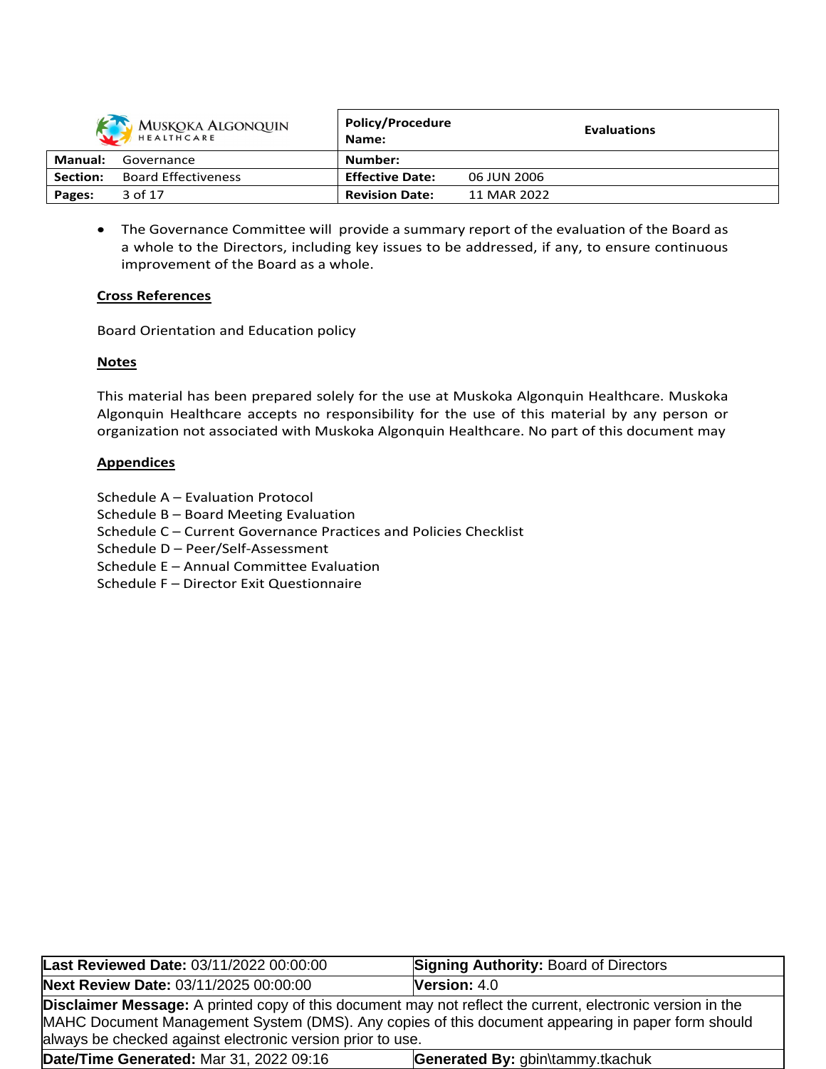- The Governance Committee will provide a summary report of the evaluation of the Board as a whole to the Directors, including key issues to be addressed, if any, to ensure continuous improvement of the Board as a whole.

**Cross References**

Board Orientation and Education policy

**Notes**

This material has been prepared solely for the use at Muskoka Algonquin Healthcare. Muskoka Algonquin Healthcare accepts no responsibility for the use of this material by any person or organization not associated with Muskoka Algonquin Healthcare. No part of this document may

**Appendices**

Schedule A – Evaluation Protocol
Schedule B – Board Meeting Evaluation
Schedule C – Current Governance Practices and Policies Checklist
Schedule D – Peer/Self-Assessment
Schedule E – Annual Committee Evaluation
Schedule F – Director Exit Questionnaire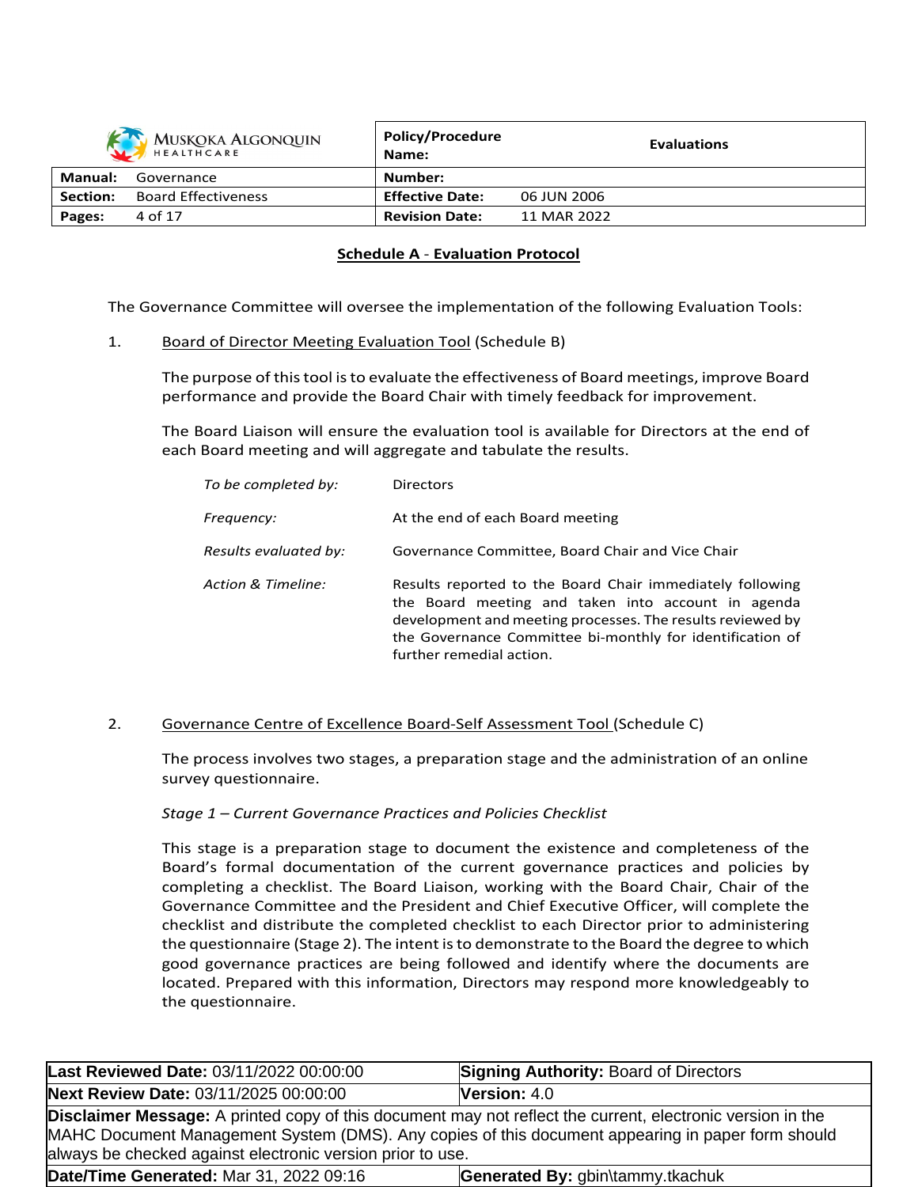## Schedule A - Evaluation Protocol

The Governance Committee will oversee the implementation of the following Evaluation Tools:

1. Board of Director Meeting Evaluation Tool (Schedule B)

   The purpose of this tool is to evaluate the effectiveness of Board meetings, improve Board performance and provide the Board Chair with timely feedback for improvement.

   The Board Liaison will ensure the evaluation tool is available for Directors at the end of each Board meeting and will aggregate and tabulate the results.

   | | |
   |---|---|
   | *To be completed by:* | Directors |
   | *Frequency:* | At the end of each Board meeting |
   | *Results evaluated by:* | Governance Committee, Board Chair and Vice Chair |
   | *Action & Timeline:* | Results reported to the Board Chair immediately following the Board meeting and taken into account in agenda development and meeting processes. The results reviewed by the Governance Committee bi-monthly for identification of further remedial action. |

2. Governance Centre of Excellence Board-Self Assessment Tool (Schedule C)

   The process involves two stages, a preparation stage and the administration of an online survey questionnaire.

   *Stage 1 – Current Governance Practices and Policies Checklist*

   This stage is a preparation stage to document the existence and completeness of the Board's formal documentation of the current governance practices and policies by completing a checklist. The Board Liaison, working with the Board Chair, Chair of the Governance Committee and the President and Chief Executive Officer, will complete the checklist and distribute the completed checklist to each Director prior to administering the questionnaire (Stage 2). The intent is to demonstrate to the Board the degree to which good governance practices are being followed and identify where the documents are located. Prepared with this information, Directors may respond more knowledgeably to the questionnaire.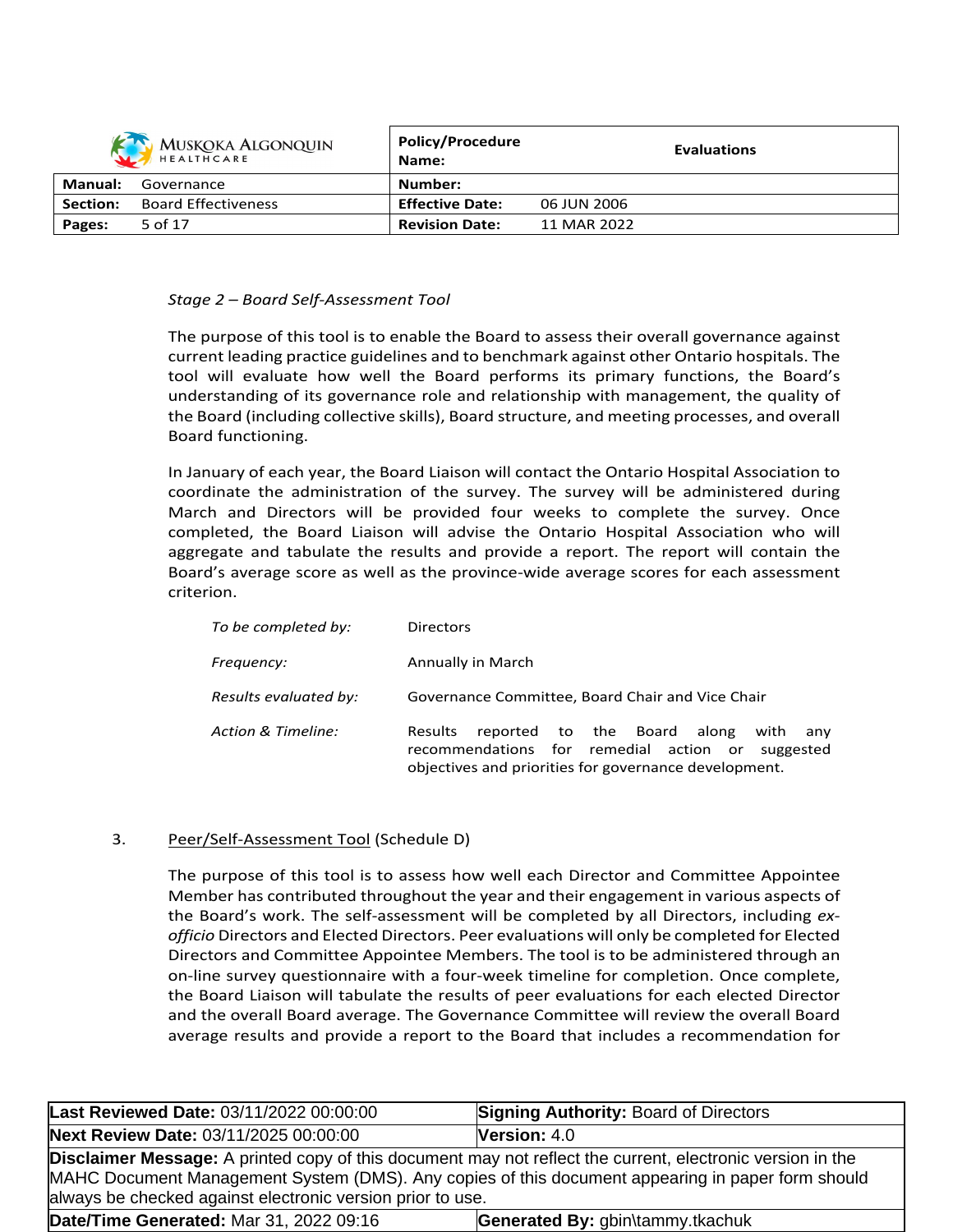*Stage 2 – Board Self-Assessment Tool*

The purpose of this tool is to enable the Board to assess their overall governance against current leading practice guidelines and to benchmark against other Ontario hospitals. The tool will evaluate how well the Board performs its primary functions, the Board's understanding of its governance role and relationship with management, the quality of the Board (including collective skills), Board structure, and meeting processes, and overall Board functioning.

In January of each year, the Board Liaison will contact the Ontario Hospital Association to coordinate the administration of the survey. The survey will be administered during March and Directors will be provided four weeks to complete the survey. Once completed, the Board Liaison will advise the Ontario Hospital Association who will aggregate and tabulate the results and provide a report. The report will contain the Board's average score as well as the province-wide average scores for each assessment criterion.

| | |
|---|---|
| *To be completed by:* | Directors |
| *Frequency:* | Annually in March |
| *Results evaluated by:* | Governance Committee, Board Chair and Vice Chair |
| *Action & Timeline:* | Results reported to the Board along with any recommendations for remedial action or suggested objectives and priorities for governance development. |

3. Peer/Self-Assessment Tool (Schedule D)

The purpose of this tool is to assess how well each Director and Committee Appointee Member has contributed throughout the year and their engagement in various aspects of the Board's work. The self-assessment will be completed by all Directors, including *ex-officio* Directors and Elected Directors. Peer evaluations will only be completed for Elected Directors and Committee Appointee Members. The tool is to be administered through an on-line survey questionnaire with a four-week timeline for completion. Once complete, the Board Liaison will tabulate the results of peer evaluations for each elected Director and the overall Board average. The Governance Committee will review the overall Board average results and provide a report to the Board that includes a recommendation for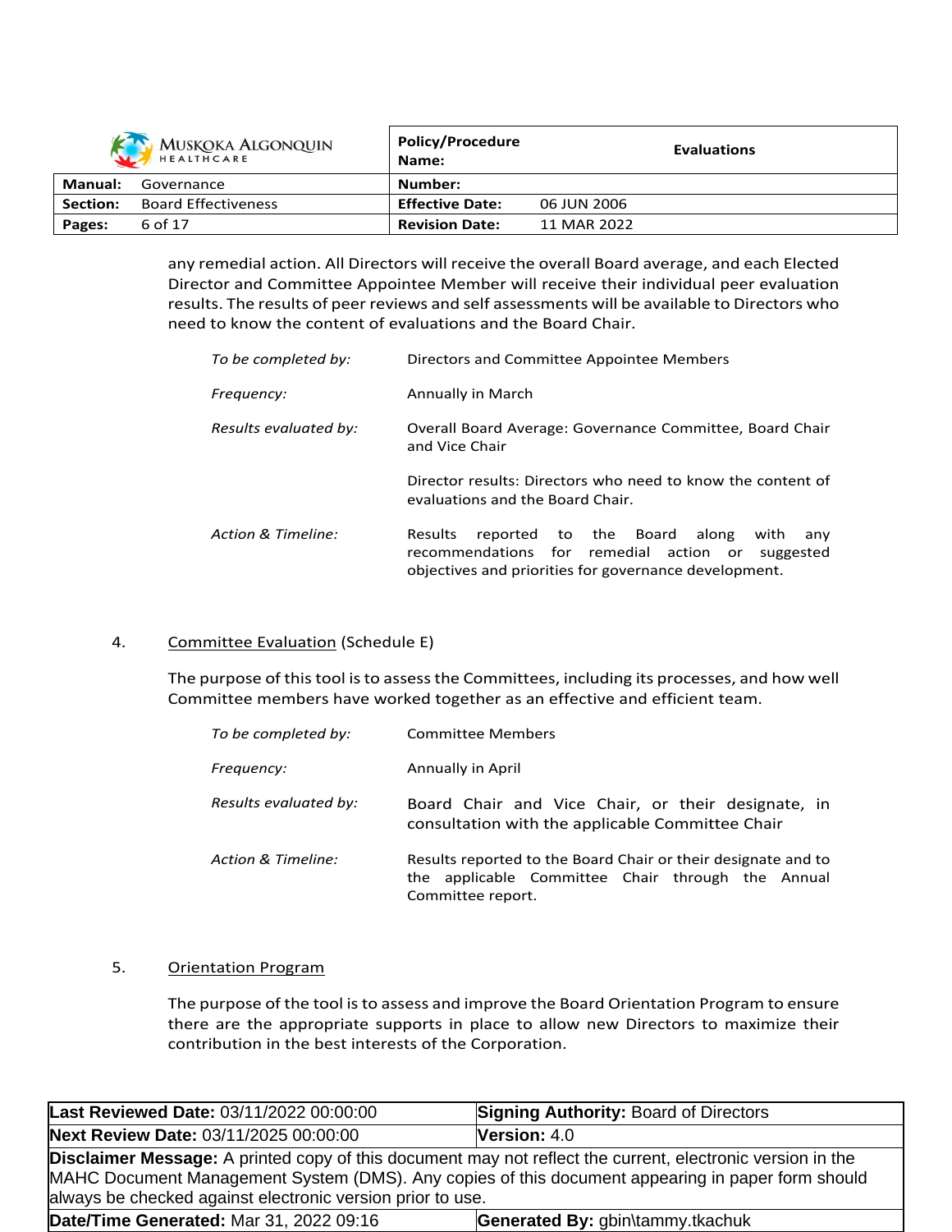any remedial action. All Directors will receive the overall Board average, and each Elected Director and Committee Appointee Member will receive their individual peer evaluation results. The results of peer reviews and self assessments will be available to Directors who need to know the content of evaluations and the Board Chair.

| | |
|---|---|
| *To be completed by:* | Directors and Committee Appointee Members |
| *Frequency:* | Annually in March |
| *Results evaluated by:* | Overall Board Average: Governance Committee, Board Chair and Vice Chair<br><br>Director results: Directors who need to know the content of evaluations and the Board Chair. |
| *Action & Timeline:* | Results reported to the Board along with any recommendations for remedial action or suggested objectives and priorities for governance development. |

4. <u>Committee Evaluation</u> (Schedule E)

The purpose of this tool is to assess the Committees, including its processes, and how well Committee members have worked together as an effective and efficient team.

| | |
|---|---|
| *To be completed by:* | Committee Members |
| *Frequency:* | Annually in April |
| *Results evaluated by:* | Board Chair and Vice Chair, or their designate, in consultation with the applicable Committee Chair |
| *Action & Timeline:* | Results reported to the Board Chair or their designate and to the applicable Committee Chair through the Annual Committee report. |

5. <u>Orientation Program</u>

The purpose of the tool is to assess and improve the Board Orientation Program to ensure there are the appropriate supports in place to allow new Directors to maximize their contribution in the best interests of the Corporation.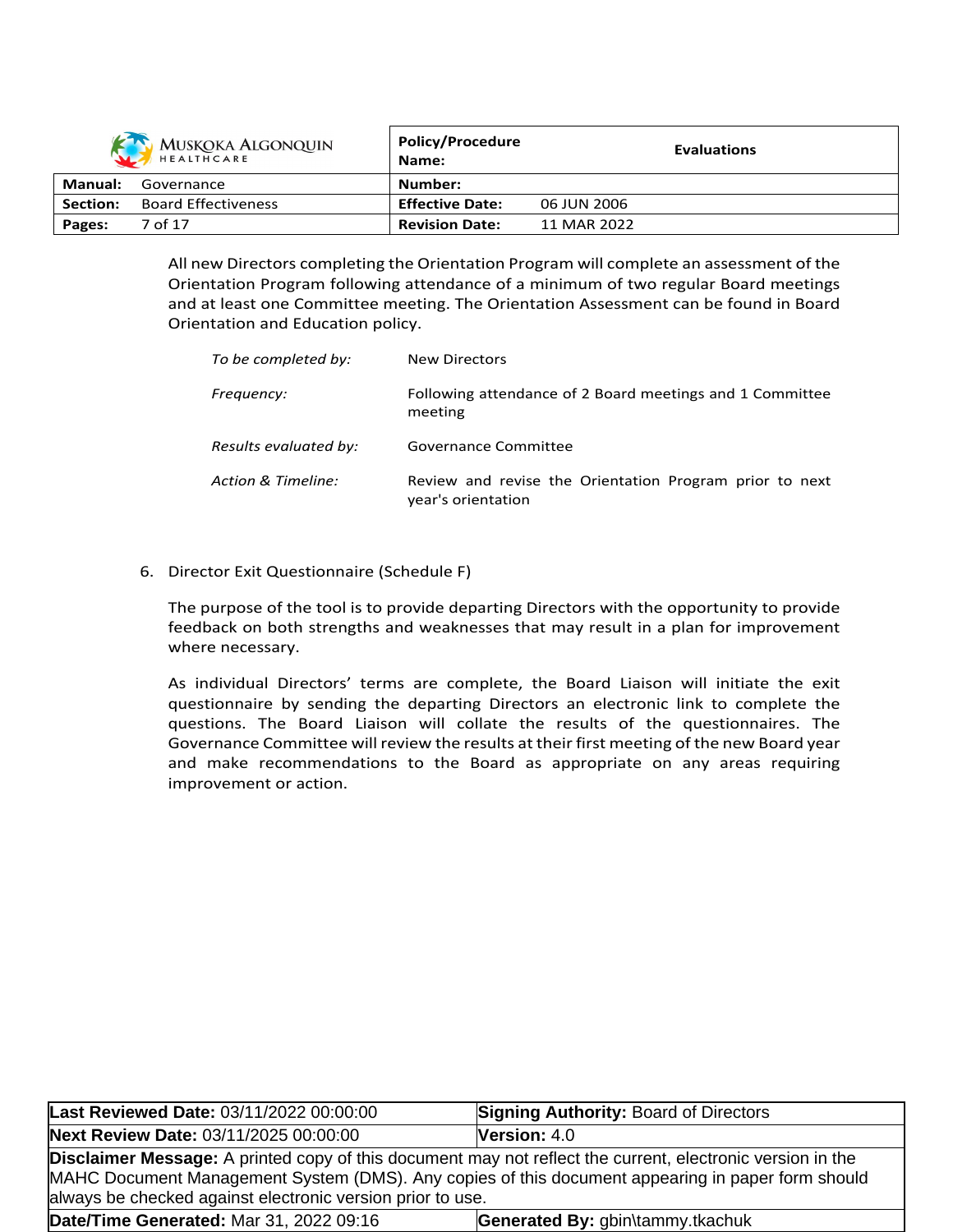All new Directors completing the Orientation Program will complete an assessment of the Orientation Program following attendance of a minimum of two regular Board meetings and at least one Committee meeting. The Orientation Assessment can be found in Board Orientation and Education policy.

| | |
|---|---|
| *To be completed by:* | New Directors |
| *Frequency:* | Following attendance of 2 Board meetings and 1 Committee meeting |
| *Results evaluated by:* | Governance Committee |
| *Action & Timeline:* | Review and revise the Orientation Program prior to next year's orientation |

6. Director Exit Questionnaire (Schedule F)

   The purpose of the tool is to provide departing Directors with the opportunity to provide feedback on both strengths and weaknesses that may result in a plan for improvement where necessary.

   As individual Directors' terms are complete, the Board Liaison will initiate the exit questionnaire by sending the departing Directors an electronic link to complete the questions. The Board Liaison will collate the results of the questionnaires. The Governance Committee will review the results at their first meeting of the new Board year and make recommendations to the Board as appropriate on any areas requiring improvement or action.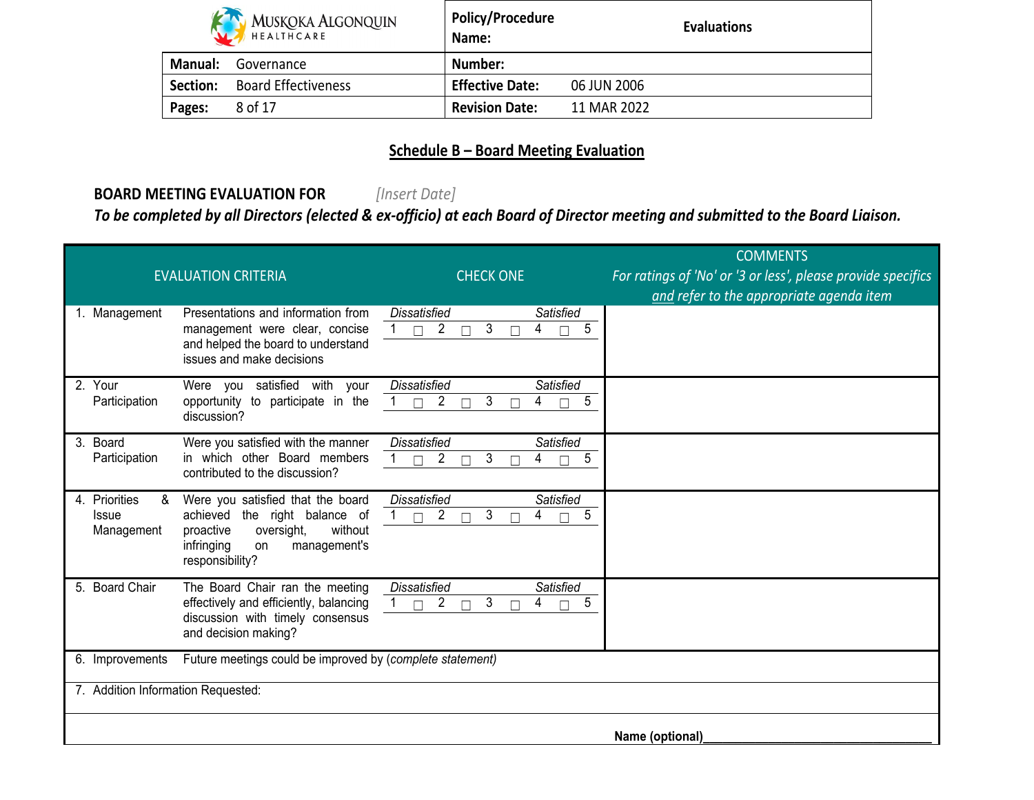| MUSKOKA ALGONQUIN HEALTHCARE | Policy/Procedure Name: | Evaluations |
|---|---|---|
| **Manual:** Governance | **Number:** | |
| **Section:** Board Effectiveness | **Effective Date:** | 06 JUN 2006 |
| **Pages:** 8 of 17 | **Revision Date:** | 11 MAR 2022 |

## Schedule B – Board Meeting Evaluation

**BOARD MEETING EVALUATION FOR** *[Insert Date]*

***To be completed by all Directors (elected & ex-officio) at each Board of Director meeting and submitted to the Board Liaison.***

| EVALUATION CRITERIA | | CHECK ONE | COMMENTS *For ratings of 'No' or '3 or less', please provide specifics and refer to the appropriate agenda item* |
|---|---|---|---|
| 1. Management | Presentations and information from management were clear, concise and helped the board to understand issues and make decisions | *Dissatisfied* … *Satisfied* 1 ☐ 2 ☐ 3 ☐ 4 ☐ 5 | |
| 2. Your Participation | Were you satisfied with your opportunity to participate in the discussion? | *Dissatisfied* … *Satisfied* 1 ☐ 2 ☐ 3 ☐ 4 ☐ 5 | |
| 3. Board Participation | Were you satisfied with the manner in which other Board members contributed to the discussion? | *Dissatisfied* … *Satisfied* 1 ☐ 2 ☐ 3 ☐ 4 ☐ 5 | |
| 4. Priorities & Issue Management | Were you satisfied that the board achieved the right balance of proactive oversight, without infringing on management's responsibility? | *Dissatisfied* … *Satisfied* 1 ☐ 2 ☐ 3 ☐ 4 ☐ 5 | |
| 5. Board Chair | The Board Chair ran the meeting effectively and efficiently, balancing discussion with timely consensus and decision making? | *Dissatisfied* … *Satisfied* 1 ☐ 2 ☐ 3 ☐ 4 ☐ 5 | |
| 6. Improvements | Future meetings could be improved by (*complete statement*) | | |
| 7. Addition Information Requested: | | | |

**Name (optional)**\_\_\_\_\_\_\_\_\_\_\_\_\_\_\_\_\_\_\_\_\_\_\_\_\_\_\_\_\_\_\_\_\_\_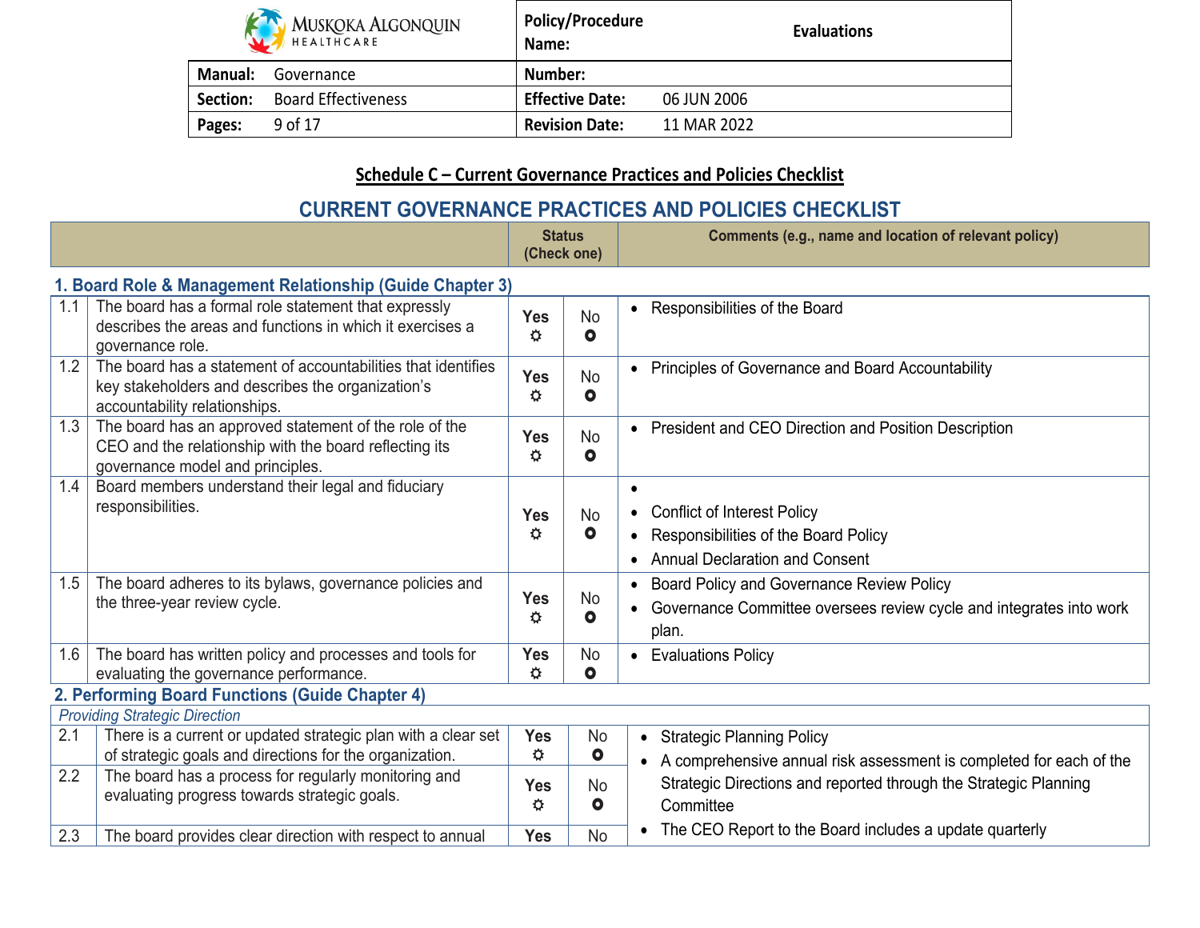## Schedule C – Current Governance Practices and Policies Checklist

## CURRENT GOVERNANCE PRACTICES AND POLICIES CHECKLIST

| | | Status (Check one) | | Comments (e.g., name and location of relevant policy) |
|---|---|---|---|---|
| **1. Board Role & Management Relationship (Guide Chapter 3)** | | | | |
| 1.1 | The board has a formal role statement that expressly describes the areas and functions in which it exercises a governance role. | **Yes** ☼ | No ⭘ | • Responsibilities of the Board |
| 1.2 | The board has a statement of accountabilities that identifies key stakeholders and describes the organization's accountability relationships. | **Yes** ☼ | No ⭘ | • Principles of Governance and Board Accountability |
| 1.3 | The board has an approved statement of the role of the CEO and the relationship with the board reflecting its governance model and principles. | **Yes** ☼ | No ⭘ | • President and CEO Direction and Position Description |
| 1.4 | Board members understand their legal and fiduciary responsibilities. | **Yes** ☼ | No ⭘ | • <br>• Conflict of Interest Policy<br>• Responsibilities of the Board Policy<br>• Annual Declaration and Consent |
| 1.5 | The board adheres to its bylaws, governance policies and the three-year review cycle. | **Yes** ☼ | No ⭘ | • Board Policy and Governance Review Policy<br>• Governance Committee oversees review cycle and integrates into work plan. |
| 1.6 | The board has written policy and processes and tools for evaluating the governance performance. | **Yes** ☼ | No ⭘ | • Evaluations Policy |
| **2. Performing Board Functions (Guide Chapter 4)** | | | | |
| *Providing Strategic Direction* | | | | |
| 2.1 | There is a current or updated strategic plan with a clear set of strategic goals and directions for the organization. | **Yes** ☼ | No ⭘ | • Strategic Planning Policy<br>• A comprehensive annual risk assessment is completed for each of the Strategic Directions and reported through the Strategic Planning Committee<br>• The CEO Report to the Board includes a update quarterly |
| 2.2 | The board has a process for regularly monitoring and evaluating progress towards strategic goals. | **Yes** ☼ | No ⭘ | |
| 2.3 | The board provides clear direction with respect to annual | **Yes** | No | |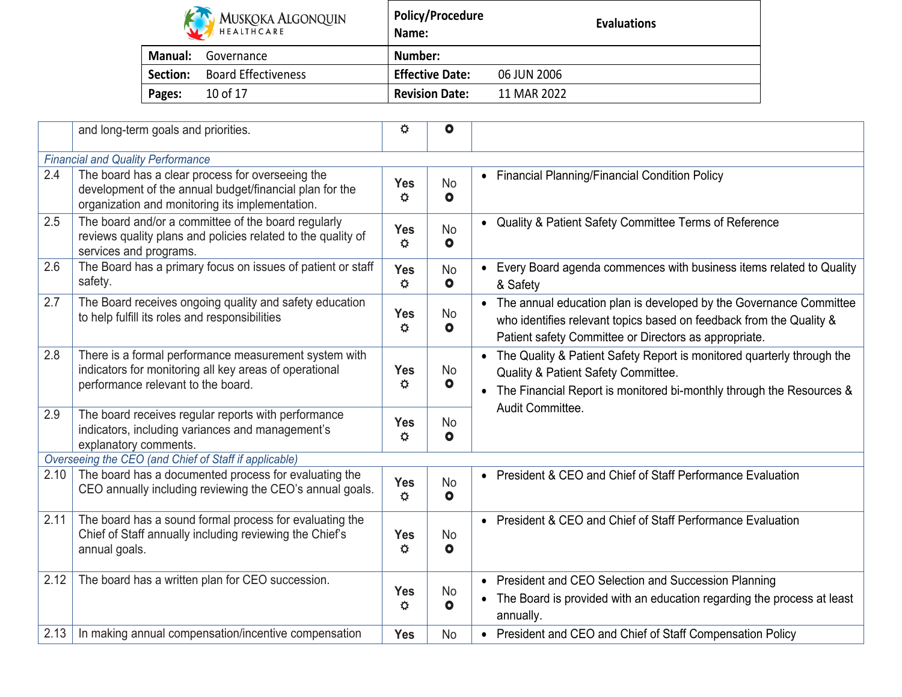| | | | | |
|---|---|---|---|---|
| | and long-term goals and priorities. | ☼ | ⭘ | |
| *Financial and Quality Performance* | | | | |
| 2.4 | The board has a clear process for overseeing the development of the annual budget/financial plan for the organization and monitoring its implementation. | **Yes** ☼ | No ⭘ | • Financial Planning/Financial Condition Policy |
| 2.5 | The board and/or a committee of the board regularly reviews quality plans and policies related to the quality of services and programs. | **Yes** ☼ | No ⭘ | • Quality & Patient Safety Committee Terms of Reference |
| 2.6 | The Board has a primary focus on issues of patient or staff safety. | **Yes** ☼ | No ⭘ | • Every Board agenda commences with business items related to Quality & Safety |
| 2.7 | The Board receives ongoing quality and safety education to help fulfill its roles and responsibilities | **Yes** ☼ | No ⭘ | • The annual education plan is developed by the Governance Committee who identifies relevant topics based on feedback from the Quality & Patient safety Committee or Directors as appropriate. |
| 2.8 | There is a formal performance measurement system with indicators for monitoring all key areas of operational performance relevant to the board. | **Yes** ☼ | No ⭘ | • The Quality & Patient Safety Report is monitored quarterly through the Quality & Patient Safety Committee.<br>• The Financial Report is monitored bi-monthly through the Resources & Audit Committee. |
| 2.9 | The board receives regular reports with performance indicators, including variances and management's explanatory comments. | **Yes** ☼ | No ⭘ | |
| *Overseeing the CEO (and Chief of Staff if applicable)* | | | | |
| 2.10 | The board has a documented process for evaluating the CEO annually including reviewing the CEO's annual goals. | **Yes** ☼ | No ⭘ | • President & CEO and Chief of Staff Performance Evaluation |
| 2.11 | The board has a sound formal process for evaluating the Chief of Staff annually including reviewing the Chief's annual goals. | **Yes** ☼ | No ⭘ | • President & CEO and Chief of Staff Performance Evaluation |
| 2.12 | The board has a written plan for CEO succession. | **Yes** ☼ | No ⭘ | • President and CEO Selection and Succession Planning<br>• The Board is provided with an education regarding the process at least annually. |
| 2.13 | In making annual compensation/incentive compensation | **Yes** | No | • President and CEO and Chief of Staff Compensation Policy |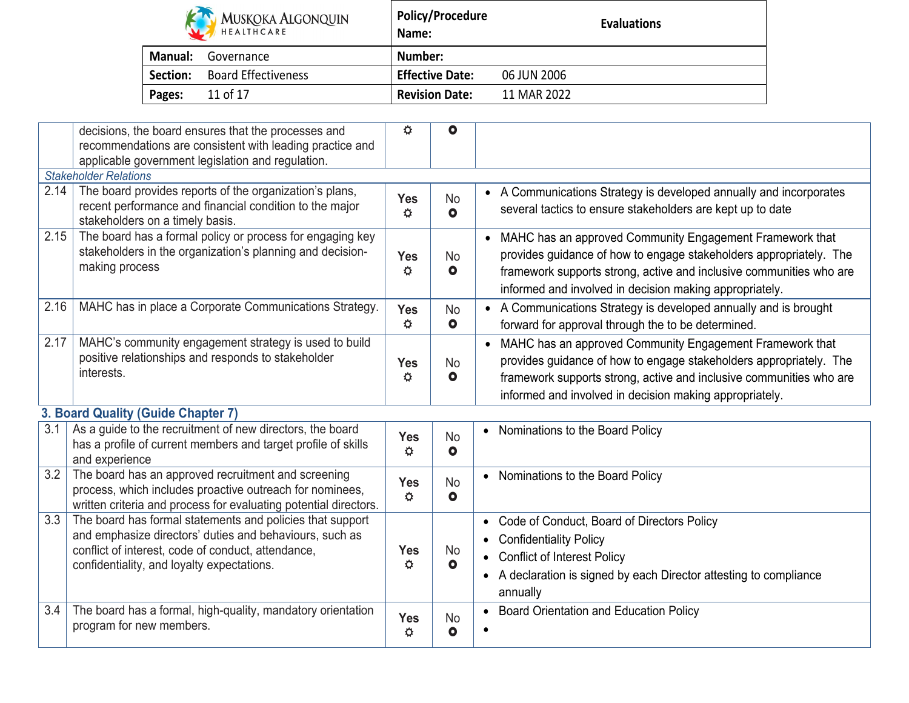|  |  |  |  |  |
|---|---|---|---|---|
|  | decisions, the board ensures that the processes and recommendations are consistent with leading practice and applicable government legislation and regulation. | ☼ | ⭘ |  |
| *Stakeholder Relations* |  |  |  |  |
| 2.14 | The board provides reports of the organization's plans, recent performance and financial condition to the major stakeholders on a timely basis. | **Yes** ☼ | No ⭘ | • A Communications Strategy is developed annually and incorporates several tactics to ensure stakeholders are kept up to date |
| 2.15 | The board has a formal policy or process for engaging key stakeholders in the organization's planning and decision-making process | **Yes** ☼ | No ⭘ | • MAHC has an approved Community Engagement Framework that provides guidance of how to engage stakeholders appropriately. The framework supports strong, active and inclusive communities who are informed and involved in decision making appropriately. |
| 2.16 | MAHC has in place a Corporate Communications Strategy. | **Yes** ☼ | No ⭘ | • A Communications Strategy is developed annually and is brought forward for approval through the to be determined. |
| 2.17 | MAHC's community engagement strategy is used to build positive relationships and responds to stakeholder interests. | **Yes** ☼ | No ⭘ | • MAHC has an approved Community Engagement Framework that provides guidance of how to engage stakeholders appropriately. The framework supports strong, active and inclusive communities who are informed and involved in decision making appropriately. |
| **3. Board Quality (Guide Chapter 7)** |  |  |  |  |
| 3.1 | As a guide to the recruitment of new directors, the board has a profile of current members and target profile of skills and experience | **Yes** ☼ | No ⭘ | • Nominations to the Board Policy |
| 3.2 | The board has an approved recruitment and screening process, which includes proactive outreach for nominees, written criteria and process for evaluating potential directors. | **Yes** ☼ | No ⭘ | • Nominations to the Board Policy |
| 3.3 | The board has formal statements and policies that support and emphasize directors' duties and behaviours, such as conflict of interest, code of conduct, attendance, confidentiality, and loyalty expectations. | **Yes** ☼ | No ⭘ | • Code of Conduct, Board of Directors Policy<br>• Confidentiality Policy<br>• Conflict of Interest Policy<br>• A declaration is signed by each Director attesting to compliance annually |
| 3.4 | The board has a formal, high-quality, mandatory orientation program for new members. | **Yes** ☼ | No ⭘ | • Board Orientation and Education Policy<br>• |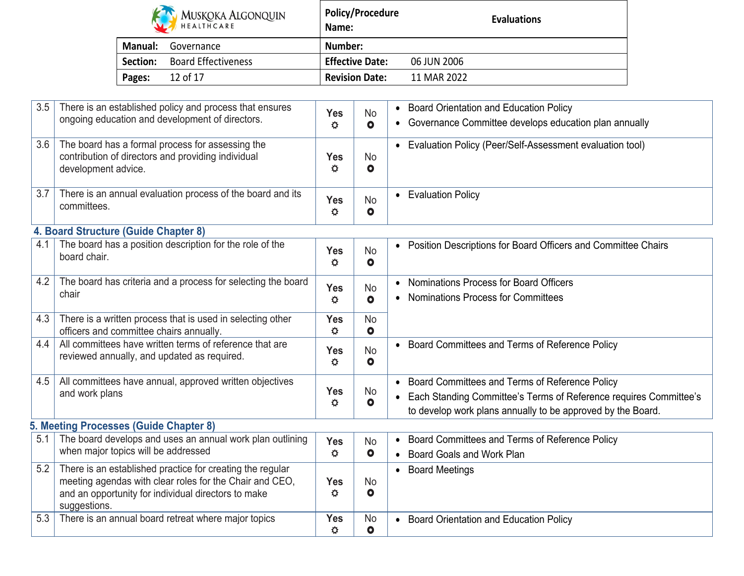| Policy/Procedure Name: | Evaluations |
|---|---|
| Manual: Governance | Number: |
| Section: Board Effectiveness | Effective Date: 06 JUN 2006 |
| Pages: 12 of 17 | Revision Date: 11 MAR 2022 |

| # | Item | Yes | No | Evidence |
|---|---|---|---|---|
| 3.5 | There is an established policy and process that ensures ongoing education and development of directors. | **Yes** ☼ | No ⭘ | • Board Orientation and Education Policy<br>• Governance Committee develops education plan annually |
| 3.6 | The board has a formal process for assessing the contribution of directors and providing individual development advice. | **Yes** ☼ | No ⭘ | • Evaluation Policy (Peer/Self-Assessment evaluation tool) |
| 3.7 | There is an annual evaluation process of the board and its committees. | **Yes** ☼ | No ⭘ | • Evaluation Policy |

### 4. Board Structure (Guide Chapter 8)

| # | Item | Yes | No | Evidence |
|---|---|---|---|---|
| 4.1 | The board has a position description for the role of the board chair. | **Yes** ☼ | No ⭘ | • Position Descriptions for Board Officers and Committee Chairs |
| 4.2 | The board has criteria and a process for selecting the board chair | **Yes** ☼ | No ⭘ | • Nominations Process for Board Officers<br>• Nominations Process for Committees |
| 4.3 | There is a written process that is used in selecting other officers and committee chairs annually. | **Yes** ☼ | No ⭘ | |
| 4.4 | All committees have written terms of reference that are reviewed annually, and updated as required. | **Yes** ☼ | No ⭘ | • Board Committees and Terms of Reference Policy |
| 4.5 | All committees have annual, approved written objectives and work plans | **Yes** ☼ | No ⭘ | • Board Committees and Terms of Reference Policy<br>• Each Standing Committee's Terms of Reference requires Committee's to develop work plans annually to be approved by the Board. |

### 5. Meeting Processes (Guide Chapter 8)

| # | Item | Yes | No | Evidence |
|---|---|---|---|---|
| 5.1 | The board develops and uses an annual work plan outlining when major topics will be addressed | **Yes** ☼ | No ⭘ | • Board Committees and Terms of Reference Policy<br>• Board Goals and Work Plan |
| 5.2 | There is an established practice for creating the regular meeting agendas with clear roles for the Chair and CEO, and an opportunity for individual directors to make suggestions. | **Yes** ☼ | No ⭘ | • Board Meetings |
| 5.3 | There is an annual board retreat where major topics | **Yes** ☼ | No ⭘ | • Board Orientation and Education Policy |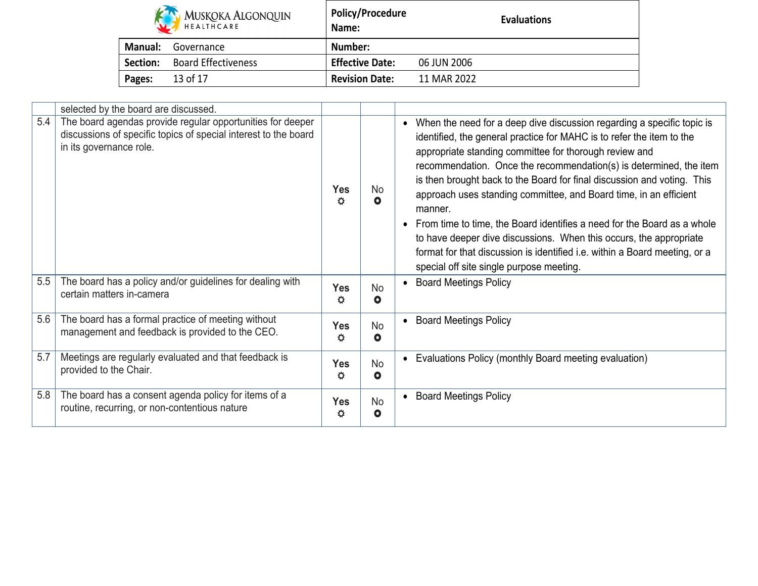| Manual: Governance | Policy/Procedure Name: Evaluations |
|---|---|
| Section: Board Effectiveness | Number: |
| | Effective Date: 06 JUN 2006 |
| | Revision Date: 11 MAR 2022 |

| | | | | |
|---|---|---|---|---|
| | selected by the board are discussed. | | | |
| 5.4 | The board agendas provide regular opportunities for deeper discussions of specific topics of special interest to the board in its governance role. | **Yes** ☼ | No ⭘ | • When the need for a deep dive discussion regarding a specific topic is identified, the general practice for MAHC is to refer the item to the appropriate standing committee for thorough review and recommendation. Once the recommendation(s) is determined, the item is then brought back to the Board for final discussion and voting. This approach uses standing committee, and Board time, in an efficient manner.<br>• From time to time, the Board identifies a need for the Board as a whole to have deeper dive discussions. When this occurs, the appropriate format for that discussion is identified i.e. within a Board meeting, or a special off site single purpose meeting. |
| 5.5 | The board has a policy and/or guidelines for dealing with certain matters in-camera | **Yes** ☼ | No ⭘ | • Board Meetings Policy |
| 5.6 | The board has a formal practice of meeting without management and feedback is provided to the CEO. | **Yes** ☼ | No ⭘ | • Board Meetings Policy |
| 5.7 | Meetings are regularly evaluated and that feedback is provided to the Chair. | **Yes** ☼ | No ⭘ | • Evaluations Policy (monthly Board meeting evaluation) |
| 5.8 | The board has a consent agenda policy for items of a routine, recurring, or non-contentious nature | **Yes** ☼ | No ⭘ | • Board Meetings Policy |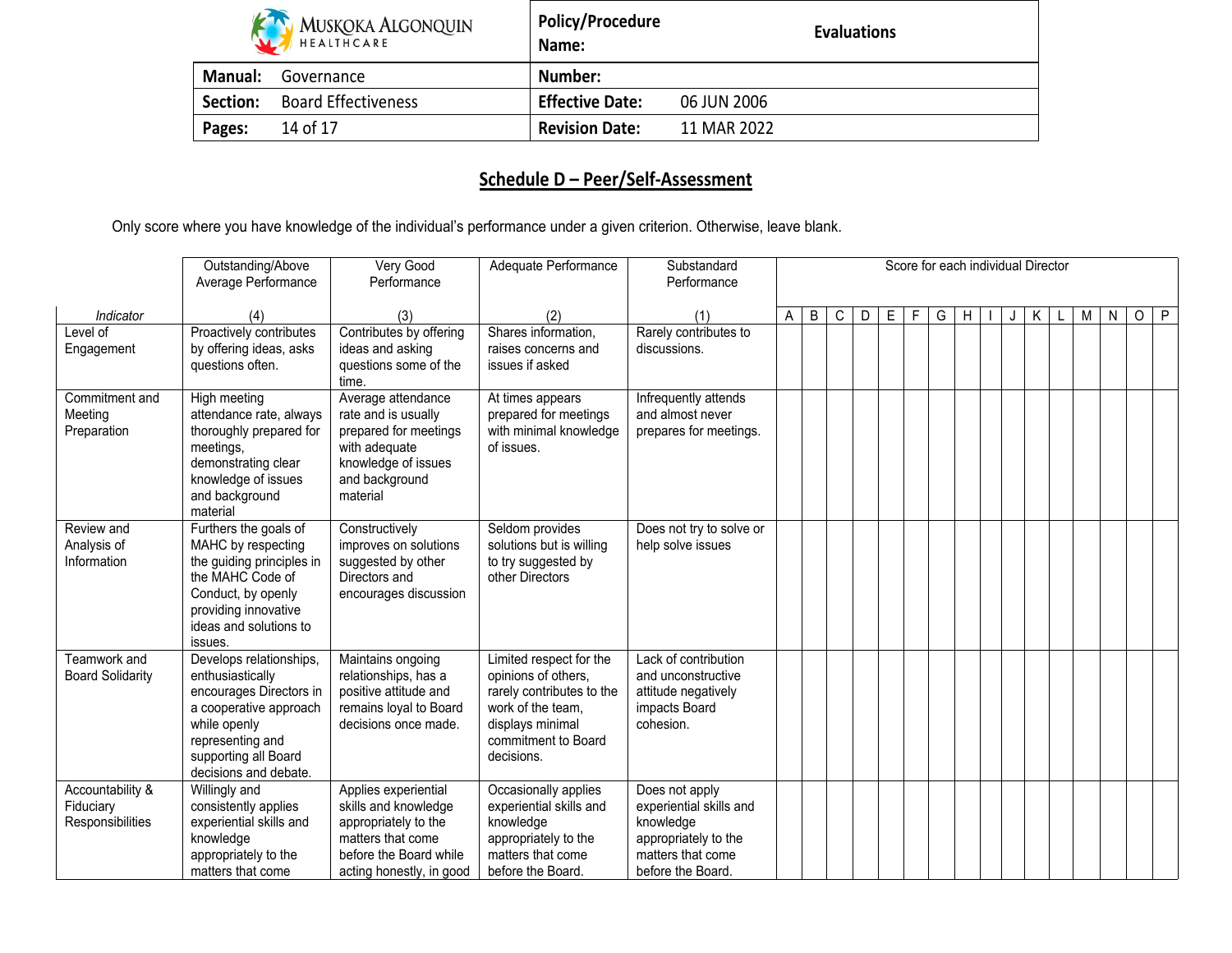| Policy/Procedure Name: | Evaluations |
|---|---|
| Manual: Governance | Number: |
| Section: Board Effectiveness | Effective Date: 06 JUN 2006 |
| | Revision Date: 11 MAR 2022 |

## Schedule D – Peer/Self-Assessment

Only score where you have knowledge of the individual's performance under a given criterion. Otherwise, leave blank.

| | Outstanding/Above Average Performance | Very Good Performance | Adequate Performance | Substandard Performance | Score for each individual Director | | | | | | | | | | | | | | | |
|---|---|---|---|---|---|---|---|---|---|---|---|---|---|---|---|---|---|---|---|---|
| *Indicator* | (4) | (3) | (2) | (1) | A | B | C | D | E | F | G | H | I | J | K | L | M | N | O | P |
| Level of Engagement | Proactively contributes by offering ideas, asks questions often. | Contributes by offering ideas and asking questions some of the time. | Shares information, raises concerns and issues if asked | Rarely contributes to discussions. | | | | | | | | | | | | | | | | |
| Commitment and Meeting Preparation | High meeting attendance rate, always thoroughly prepared for meetings, demonstrating clear knowledge of issues and background material | Average attendance rate and is usually prepared for meetings with adequate knowledge of issues and background material | At times appears prepared for meetings with minimal knowledge of issues. | Infrequently attends and almost never prepares for meetings. | | | | | | | | | | | | | | | | |
| Review and Analysis of Information | Furthers the goals of MAHC by respecting the guiding principles in the MAHC Code of Conduct, by openly providing innovative ideas and solutions to issues. | Constructively improves on solutions suggested by other Directors and encourages discussion | Seldom provides solutions but is willing to try suggested by other Directors | Does not try to solve or help solve issues | | | | | | | | | | | | | | | | |
| Teamwork and Board Solidarity | Develops relationships, enthusiastically encourages Directors in a cooperative approach while openly representing and supporting all Board decisions and debate. | Maintains ongoing relationships, has a positive attitude and remains loyal to Board decisions once made. | Limited respect for the opinions of others, rarely contributes to the work of the team, displays minimal commitment to Board decisions. | Lack of contribution and unconstructive attitude negatively impacts Board cohesion. | | | | | | | | | | | | | | | | |
| Accountability & Fiduciary Responsibilities | Willingly and consistently applies experiential skills and knowledge appropriately to the matters that come | Applies experiential skills and knowledge appropriately to the matters that come before the Board while acting honestly, in good | Occasionally applies experiential skills and knowledge appropriately to the matters that come before the Board. | Does not apply experiential skills and knowledge appropriately to the matters that come before the Board. | | | | | | | | | | | | | | | | |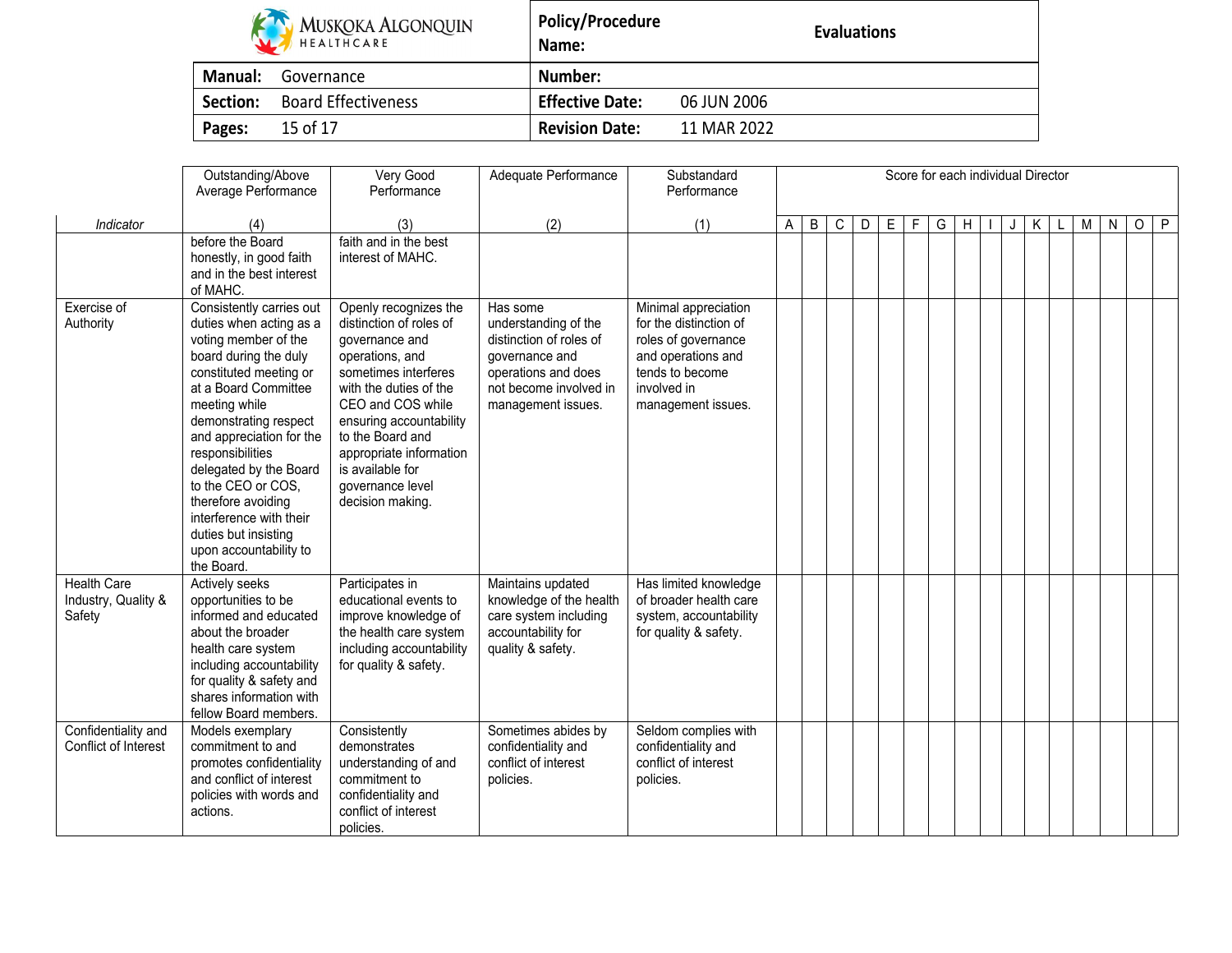| | Outstanding/Above Average Performance | Very Good Performance | Adequate Performance | Substandard Performance | Score for each individual Director | | | | | | | | | | | | | | | |
|---|---|---|---|---|---|---|---|---|---|---|---|---|---|---|---|---|---|---|---|---|
| *Indicator* | (4) | (3) | (2) | (1) | A | B | C | D | E | F | G | H | I | J | K | L | M | N | O | P |
| | before the Board honestly, in good faith and in the best interest of MAHC. | faith and in the best interest of MAHC. | | | | | | | | | | | | | | | | | | |
| Exercise of Authority | Consistently carries out duties when acting as a voting member of the board during the duly constituted meeting or at a Board Committee meeting while demonstrating respect and appreciation for the responsibilities delegated by the Board to the CEO or COS, therefore avoiding interference with their duties but insisting upon accountability to the Board. | Openly recognizes the distinction of roles of governance and operations, and sometimes interferes with the duties of the CEO and COS while ensuring accountability to the Board and appropriate information is available for governance level decision making. | Has some understanding of the distinction of roles of governance and operations and does not become involved in management issues. | Minimal appreciation for the distinction of roles of governance and operations and tends to become involved in management issues. | | | | | | | | | | | | | | | | |
| Health Care Industry, Quality & Safety | Actively seeks opportunities to be informed and educated about the broader health care system including accountability for quality & safety and shares information with fellow Board members. | Participates in educational events to improve knowledge of the health care system including accountability for quality & safety. | Maintains updated knowledge of the health care system including accountability for quality & safety. | Has limited knowledge of broader health care system, accountability for quality & safety. | | | | | | | | | | | | | | | | |
| Confidentiality and Conflict of Interest | Models exemplary commitment to and promotes confidentiality and conflict of interest policies with words and actions. | Consistently demonstrates understanding of and commitment to confidentiality and conflict of interest policies. | Sometimes abides by confidentiality and conflict of interest policies. | Seldom complies with confidentiality and conflict of interest policies. | | | | | | | | | | | | | | | | |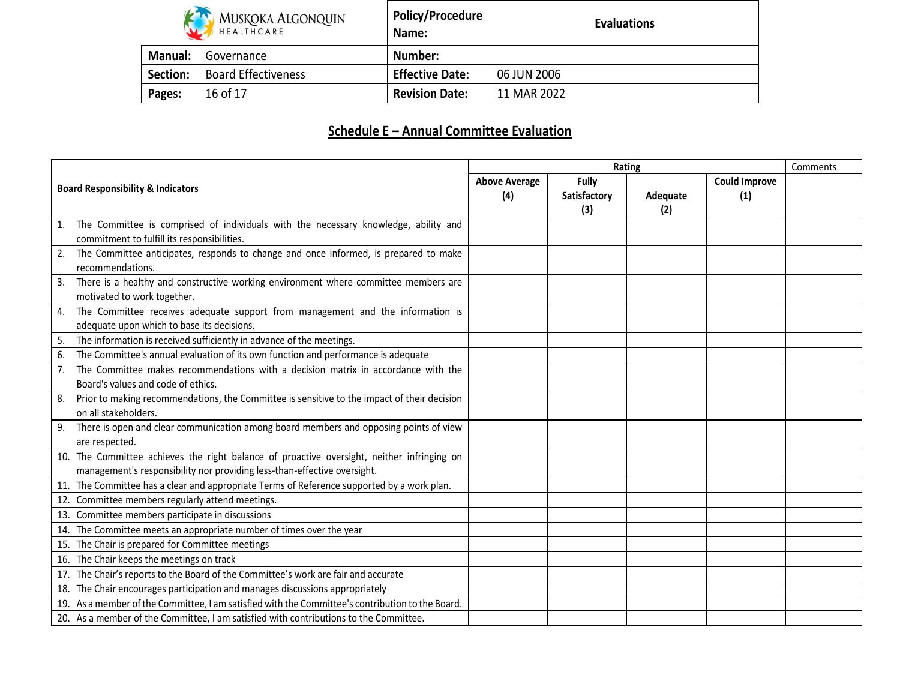| Policy/Procedure Name: | Evaluations |
| --- | --- |
| Manual: Governance | Number: |
| Section: Board Effectiveness | Effective Date: 06 JUN 2006 |
| Pages: 16 of 17 | Revision Date: 11 MAR 2022 |

## Schedule E – Annual Committee Evaluation

| Board Responsibility & Indicators | Rating | | | | Comments |
| --- | --- | --- | --- | --- | --- |
| | Above Average (4) | Fully Satisfactory (3) | Adequate (2) | Could Improve (1) | |
| 1. The Committee is comprised of individuals with the necessary knowledge, ability and commitment to fulfill its responsibilities. | | | | | |
| 2. The Committee anticipates, responds to change and once informed, is prepared to make recommendations. | | | | | |
| 3. There is a healthy and constructive working environment where committee members are motivated to work together. | | | | | |
| 4. The Committee receives adequate support from management and the information is adequate upon which to base its decisions. | | | | | |
| 5. The information is received sufficiently in advance of the meetings. | | | | | |
| 6. The Committee's annual evaluation of its own function and performance is adequate | | | | | |
| 7. The Committee makes recommendations with a decision matrix in accordance with the Board's values and code of ethics. | | | | | |
| 8. Prior to making recommendations, the Committee is sensitive to the impact of their decision on all stakeholders. | | | | | |
| 9. There is open and clear communication among board members and opposing points of view are respected. | | | | | |
| 10. The Committee achieves the right balance of proactive oversight, neither infringing on management's responsibility nor providing less-than-effective oversight. | | | | | |
| 11. The Committee has a clear and appropriate Terms of Reference supported by a work plan. | | | | | |
| 12. Committee members regularly attend meetings. | | | | | |
| 13. Committee members participate in discussions | | | | | |
| 14. The Committee meets an appropriate number of times over the year | | | | | |
| 15. The Chair is prepared for Committee meetings | | | | | |
| 16. The Chair keeps the meetings on track | | | | | |
| 17. The Chair's reports to the Board of the Committee's work are fair and accurate | | | | | |
| 18. The Chair encourages participation and manages discussions appropriately | | | | | |
| 19. As a member of the Committee, I am satisfied with the Committee's contribution to the Board. | | | | | |
| 20. As a member of the Committee, I am satisfied with contributions to the Committee. | | | | | |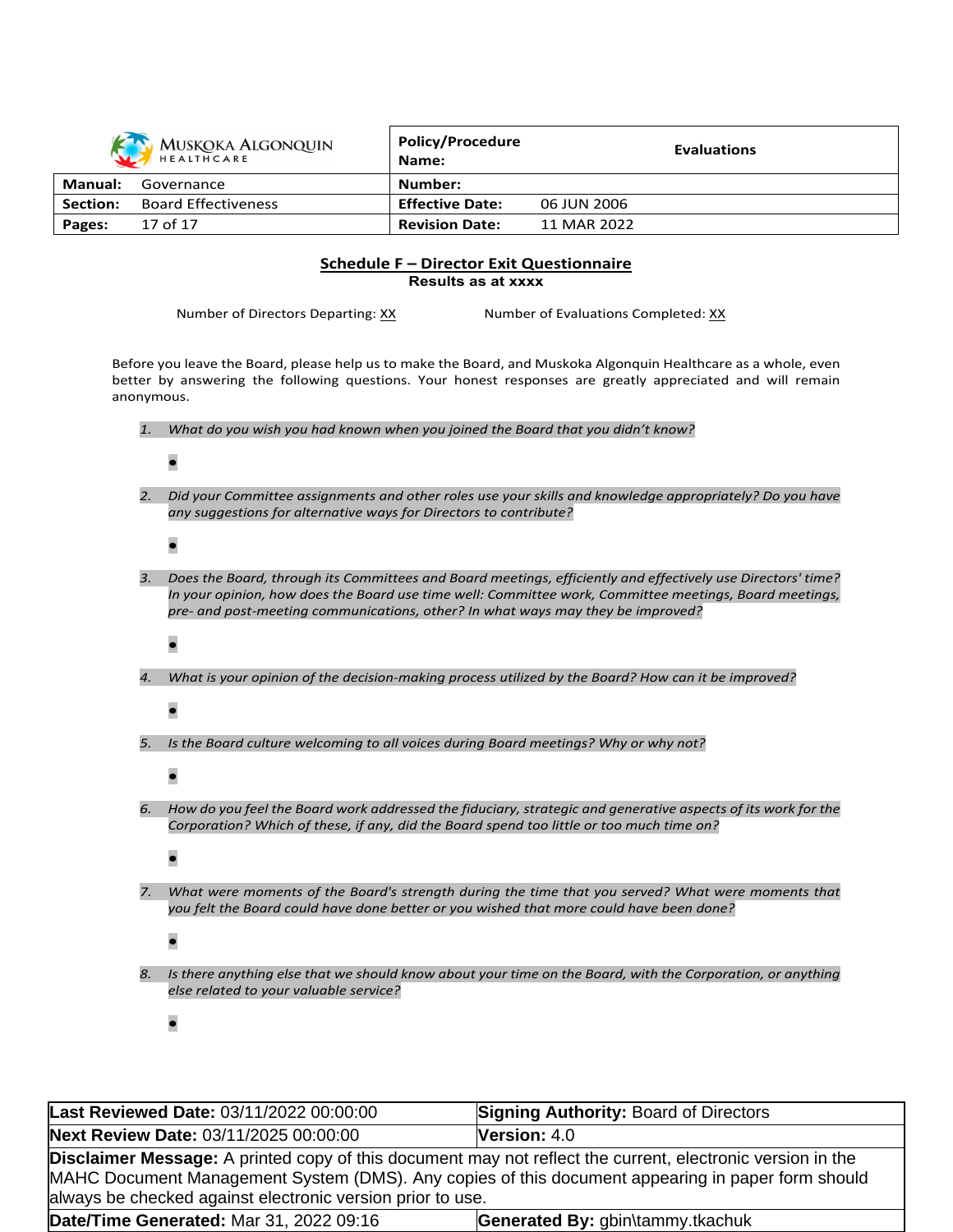## Schedule F – Director Exit Questionnaire

**Results as at xxxx**

Number of Directors Departing: XX    Number of Evaluations Completed: XX

Before you leave the Board, please help us to make the Board, and Muskoka Algonquin Healthcare as a whole, even better by answering the following questions. Your honest responses are greatly appreciated and will remain anonymous.

1. *What do you wish you had known when you joined the Board that you didn't know?*

   -

2. *Did your Committee assignments and other roles use your skills and knowledge appropriately? Do you have any suggestions for alternative ways for Directors to contribute?*

   -

3. *Does the Board, through its Committees and Board meetings, efficiently and effectively use Directors' time? In your opinion, how does the Board use time well: Committee work, Committee meetings, Board meetings, pre- and post-meeting communications, other? In what ways may they be improved?*

   -

4. *What is your opinion of the decision-making process utilized by the Board? How can it be improved?*

   -

5. *Is the Board culture welcoming to all voices during Board meetings? Why or why not?*

   -

6. *How do you feel the Board work addressed the fiduciary, strategic and generative aspects of its work for the Corporation? Which of these, if any, did the Board spend too little or too much time on?*

   -

7. *What were moments of the Board's strength during the time that you served? What were moments that you felt the Board could have done better or you wished that more could have been done?*

   -

8. *Is there anything else that we should know about your time on the Board, with the Corporation, or anything else related to your valuable service?*

   -